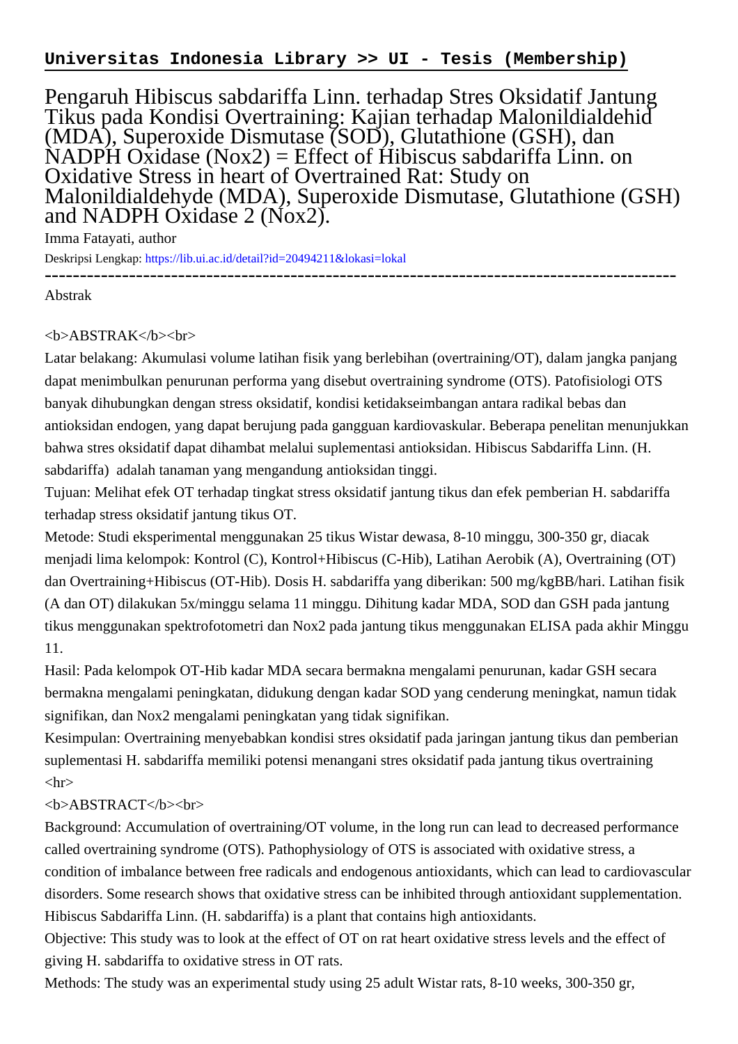**Universitas Indonesia Library >> UI - Tesis (Membership)**

# Pengaruh Hibiscus sabdariffa Linn. terhadap Stres Oksidatif Jantung Tikus pada Kondisi Overtraining: Kajian terhadap Malonildialdehid (MDA), Superoxide Dismutase (SOD), Glutathione (GSH), dan NADPH Oxidase (Nox2) = Effect of Hibiscus sabdariffa Linn. on Oxidative Stress in heart of Overtrained Rat: Study on Malonildialdehyde (MDA), Superoxide Dismutase, Glutathione (GSH) and NADPH Oxidase 2 (Nox2).

Imma Fatayati, author

Deskripsi Lengkap: https://lib.ui.ac.id/detail?id=20494211&lokasi=lokal

------------------------------------------------------------------------------------------

Abstrak

<b>ABSTRAK</b><br>

Latar belakang: Akumulasi volume latihan fisik yang berlebihan (overtraining/OT), dalam jangka panjang dapat menimbulkan penurunan performa yang disebut overtraining syndrome (OTS). Patofisiologi OTS banyak dihubungkan dengan stress oksidatif, kondisi ketidakseimbangan antara radikal bebas dan antioksidan endogen, yang dapat berujung pada gangguan kardiovaskular. Beberapa penelitan menunjukkan bahwa stres oksidatif dapat dihambat melalui suplementasi antioksidan. Hibiscus Sabdariffa Linn. (H. sabdariffa)  adalah tanaman yang mengandung antioksidan tinggi.

Tujuan: Melihat efek OT terhadap tingkat stress oksidatif jantung tikus dan efek pemberian H. sabdariffa terhadap stress oksidatif jantung tikus OT.

Metode: Studi eksperimental menggunakan 25 tikus Wistar dewasa, 8-10 minggu, 300-350 gr, diacak menjadi lima kelompok: Kontrol (C), Kontrol+Hibiscus (C-Hib), Latihan Aerobik (A), Overtraining (OT) dan Overtraining+Hibiscus (OT-Hib). Dosis H. sabdariffa yang diberikan: 500 mg/kgBB/hari. Latihan fisik (A dan OT) dilakukan 5x/minggu selama 11 minggu. Dihitung kadar MDA, SOD dan GSH pada jantung tikus menggunakan spektrofotometri dan Nox2 pada jantung tikus menggunakan ELISA pada akhir Minggu 11.

Hasil: Pada kelompok OT-Hib kadar MDA secara bermakna mengalami penurunan, kadar GSH secara bermakna mengalami peningkatan, didukung dengan kadar SOD yang cenderung meningkat, namun tidak signifikan, dan Nox2 mengalami peningkatan yang tidak signifikan.

Kesimpulan: Overtraining menyebabkan kondisi stres oksidatif pada jaringan jantung tikus dan pemberian suplementasi H. sabdariffa memiliki potensi menangani stres oksidatif pada jantung tikus overtraining

<hr>

<b>ABSTRACT</b><br>

Background: Accumulation of overtraining/OT volume, in the long run can lead to decreased performance called overtraining syndrome (OTS). Pathophysiology of OTS is associated with oxidative stress, a condition of imbalance between free radicals and endogenous antioxidants, which can lead to cardiovascular disorders. Some research shows that oxidative stress can be inhibited through antioxidant supplementation. Hibiscus Sabdariffa Linn. (H. sabdariffa) is a plant that contains high antioxidants.

Objective: This study was to look at the effect of OT on rat heart oxidative stress levels and the effect of giving H. sabdariffa to oxidative stress in OT rats.

Methods: The study was an experimental study using 25 adult Wistar rats, 8-10 weeks, 300-350 gr,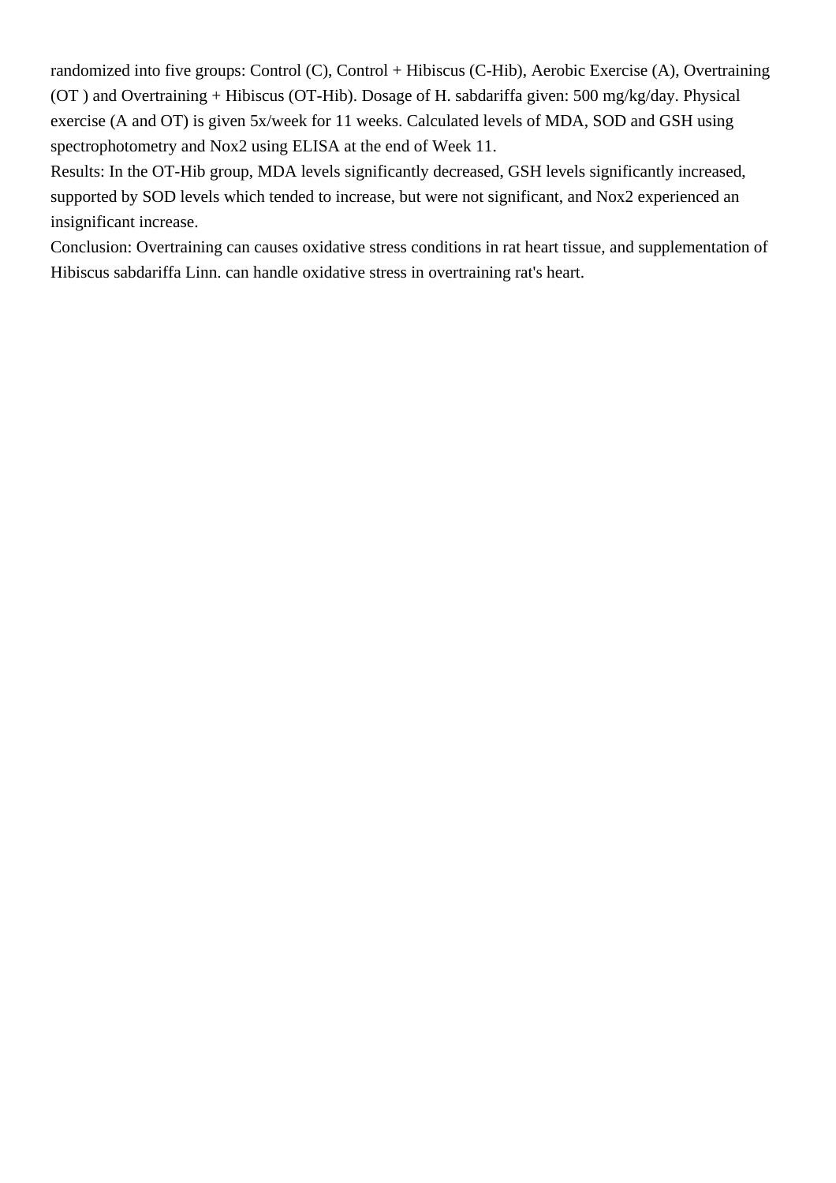randomized into five groups: Control (C), Control + Hibiscus (C-Hib), Aerobic Exercise (A), Overtraining (OT ) and Overtraining + Hibiscus (OT-Hib). Dosage of H. sabdariffa given: 500 mg/kg/day. Physical exercise (A and OT) is given 5x/week for 11 weeks. Calculated levels of MDA, SOD and GSH using spectrophotometry and Nox2 using ELISA at the end of Week 11.

Results: In the OT-Hib group, MDA levels significantly decreased, GSH levels significantly increased, supported by SOD levels which tended to increase, but were not significant, and Nox2 experienced an insignificant increase.

Conclusion: Overtraining can causes oxidative stress conditions in rat heart tissue, and supplementation of Hibiscus sabdariffa Linn. can handle oxidative stress in overtraining rat's heart.